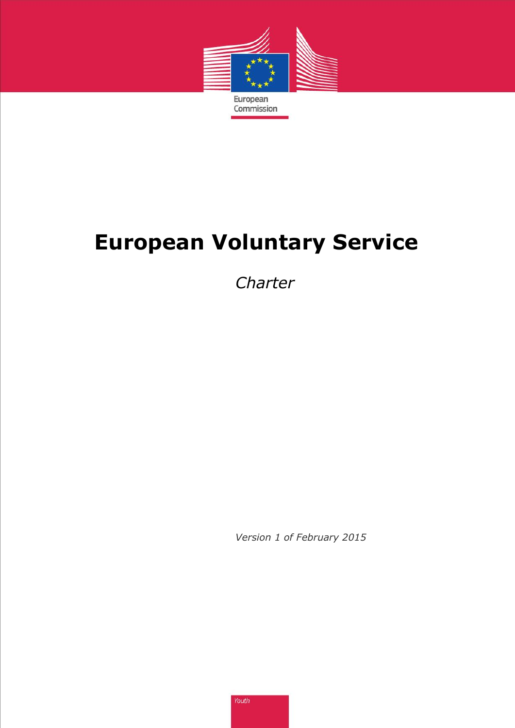European Commission

# European Voluntary Service

*Charter*

*Version 1 of February 2015*

*Youth*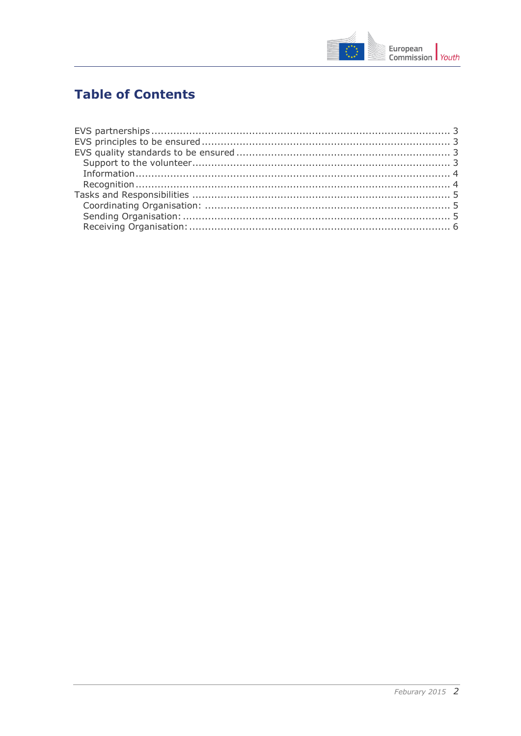# Table of Contents

- EVS partnerships ..... 3
- EVS principles to be ensured ..... 3
- EVS quality standards to be ensured ..... 3
  - Support to the volunteer ..... 3
  - Information ..... 4
  - Recognition ..... 4
- Tasks and Responsibilities ..... 5
  - Coordinating Organisation: ..... 5
  - Sending Organisation: ..... 5
  - Receiving Organisation: ..... 6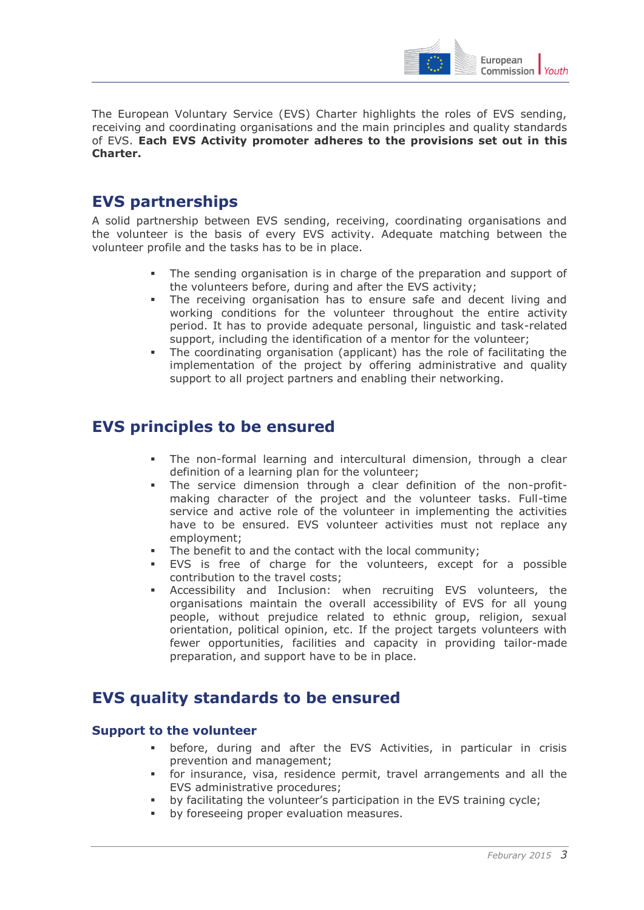The European Voluntary Service (EVS) Charter highlights the roles of EVS sending, receiving and coordinating organisations and the main principles and quality standards of EVS. **Each EVS Activity promoter adheres to the provisions set out in this Charter.**

## EVS partnerships

A solid partnership between EVS sending, receiving, coordinating organisations and the volunteer is the basis of every EVS activity. Adequate matching between the volunteer profile and the tasks has to be in place.

- The sending organisation is in charge of the preparation and support of the volunteers before, during and after the EVS activity;
- The receiving organisation has to ensure safe and decent living and working conditions for the volunteer throughout the entire activity period. It has to provide adequate personal, linguistic and task-related support, including the identification of a mentor for the volunteer;
- The coordinating organisation (applicant) has the role of facilitating the implementation of the project by offering administrative and quality support to all project partners and enabling their networking.

## EVS principles to be ensured

- The non-formal learning and intercultural dimension, through a clear definition of a learning plan for the volunteer;
- The service dimension through a clear definition of the non-profit-making character of the project and the volunteer tasks. Full-time service and active role of the volunteer in implementing the activities have to be ensured. EVS volunteer activities must not replace any employment;
- The benefit to and the contact with the local community;
- EVS is free of charge for the volunteers, except for a possible contribution to the travel costs;
- Accessibility and Inclusion: when recruiting EVS volunteers, the organisations maintain the overall accessibility of EVS for all young people, without prejudice related to ethnic group, religion, sexual orientation, political opinion, etc. If the project targets volunteers with fewer opportunities, facilities and capacity in providing tailor-made preparation, and support have to be in place.

## EVS quality standards to be ensured

### Support to the volunteer

- before, during and after the EVS Activities, in particular in crisis prevention and management;
- for insurance, visa, residence permit, travel arrangements and all the EVS administrative procedures;
- by facilitating the volunteer's participation in the EVS training cycle;
- by foreseeing proper evaluation measures.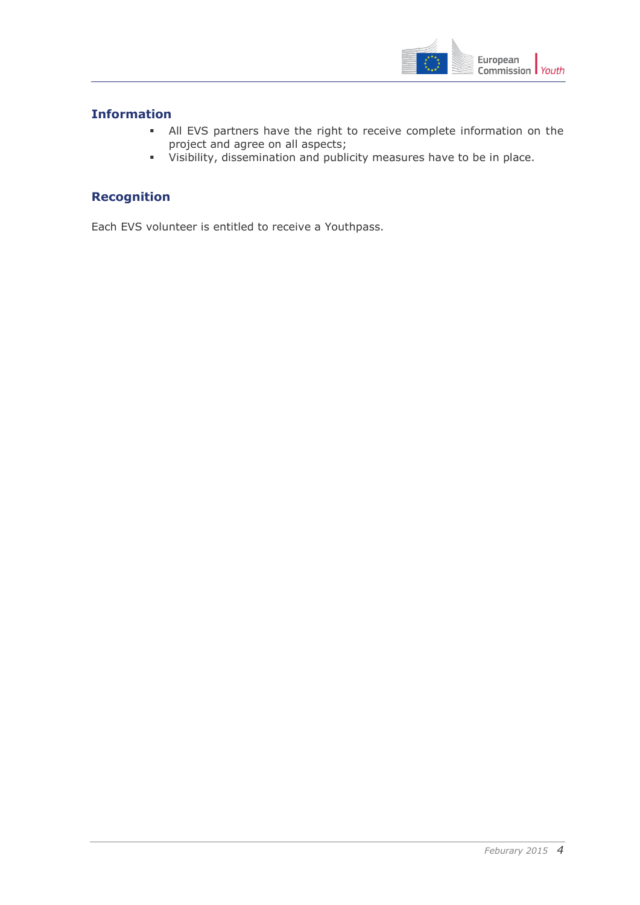## Information

- All EVS partners have the right to receive complete information on the project and agree on all aspects;
- Visibility, dissemination and publicity measures have to be in place.

## Recognition

Each EVS volunteer is entitled to receive a Youthpass.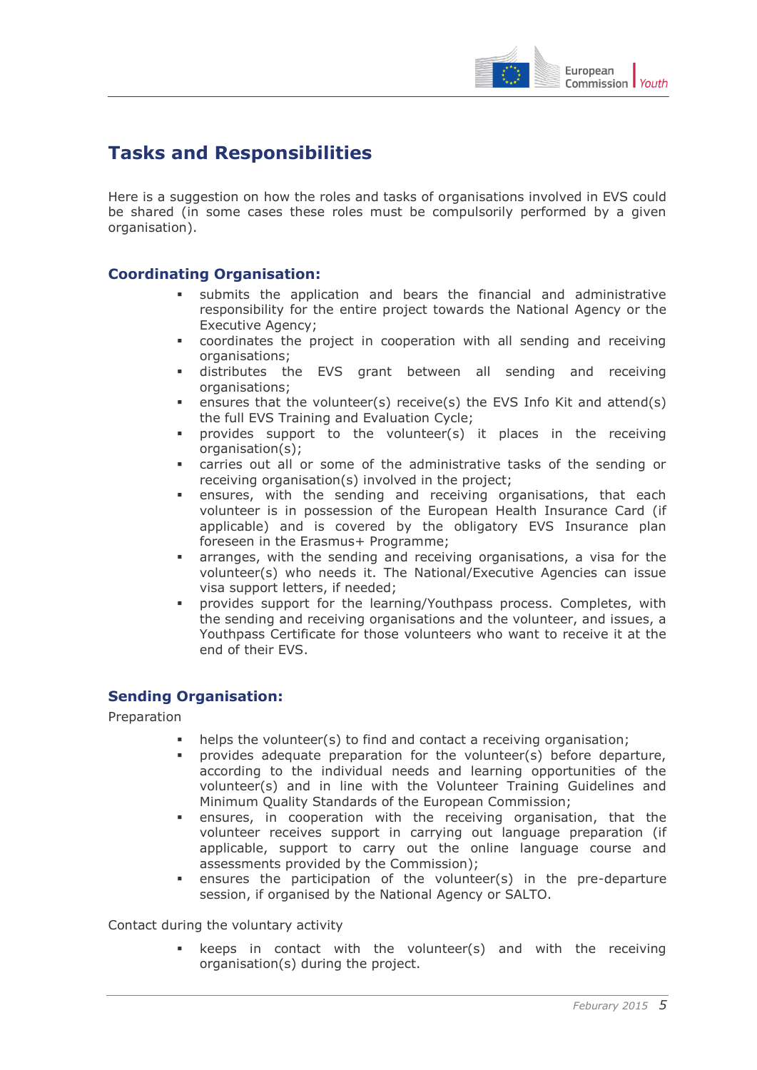## Tasks and Responsibilities

Here is a suggestion on how the roles and tasks of organisations involved in EVS could be shared (in some cases these roles must be compulsorily performed by a given organisation).

### Coordinating Organisation:

- submits the application and bears the financial and administrative responsibility for the entire project towards the National Agency or the Executive Agency;
- coordinates the project in cooperation with all sending and receiving organisations;
- distributes the EVS grant between all sending and receiving organisations;
- ensures that the volunteer(s) receive(s) the EVS Info Kit and attend(s) the full EVS Training and Evaluation Cycle;
- provides support to the volunteer(s) it places in the receiving organisation(s);
- carries out all or some of the administrative tasks of the sending or receiving organisation(s) involved in the project;
- ensures, with the sending and receiving organisations, that each volunteer is in possession of the European Health Insurance Card (if applicable) and is covered by the obligatory EVS Insurance plan foreseen in the Erasmus+ Programme;
- arranges, with the sending and receiving organisations, a visa for the volunteer(s) who needs it. The National/Executive Agencies can issue visa support letters, if needed;
- provides support for the learning/Youthpass process. Completes, with the sending and receiving organisations and the volunteer, and issues, a Youthpass Certificate for those volunteers who want to receive it at the end of their EVS.

### Sending Organisation:

Preparation

- helps the volunteer(s) to find and contact a receiving organisation;
- provides adequate preparation for the volunteer(s) before departure, according to the individual needs and learning opportunities of the volunteer(s) and in line with the Volunteer Training Guidelines and Minimum Quality Standards of the European Commission;
- ensures, in cooperation with the receiving organisation, that the volunteer receives support in carrying out language preparation (if applicable, support to carry out the online language course and assessments provided by the Commission);
- ensures the participation of the volunteer(s) in the pre-departure session, if organised by the National Agency or SALTO.

Contact during the voluntary activity

- keeps in contact with the volunteer(s) and with the receiving organisation(s) during the project.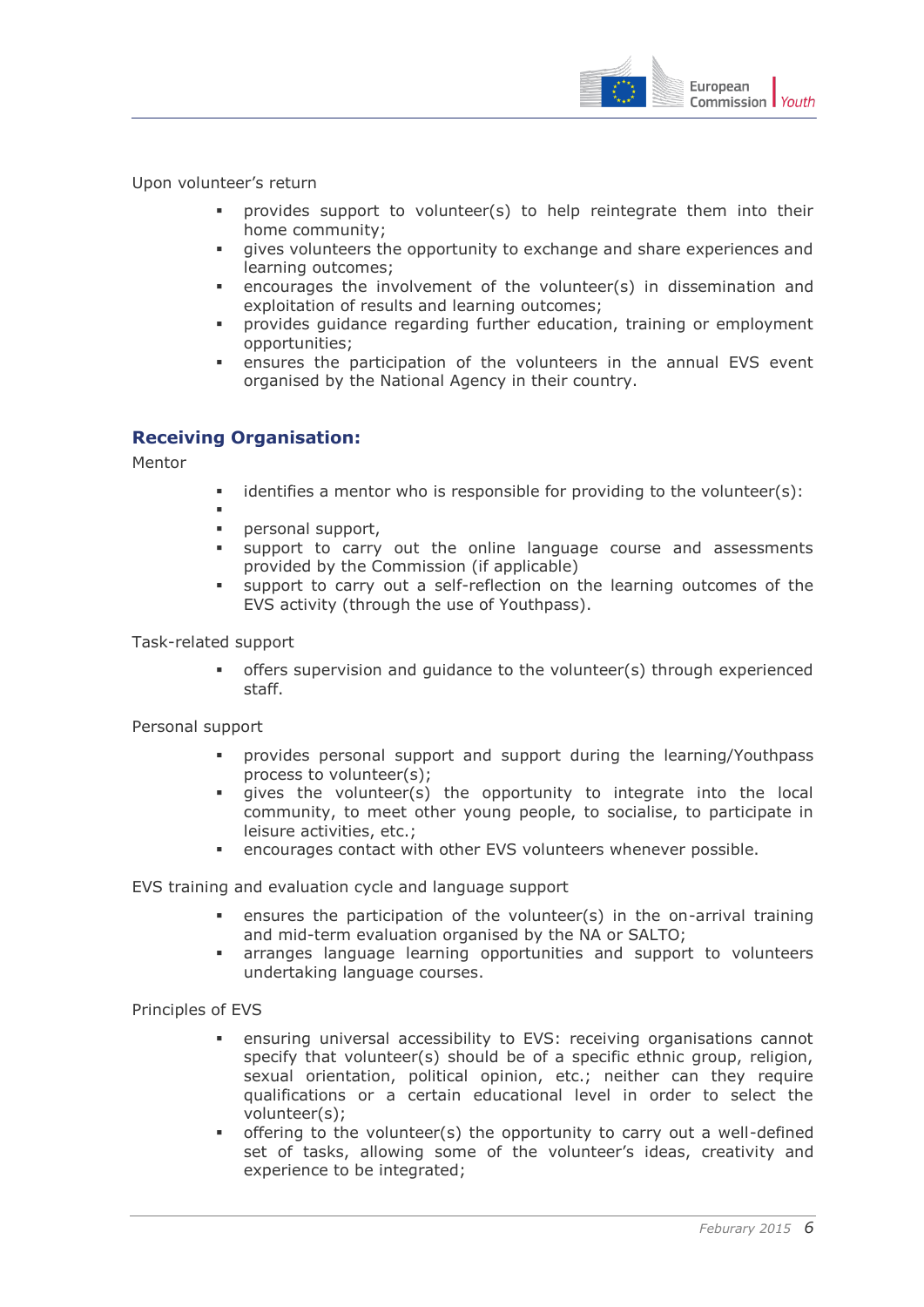Upon volunteer's return

- provides support to volunteer(s) to help reintegrate them into their home community;
- gives volunteers the opportunity to exchange and share experiences and learning outcomes;
- encourages the involvement of the volunteer(s) in dissemination and exploitation of results and learning outcomes;
- provides guidance regarding further education, training or employment opportunities;
- ensures the participation of the volunteers in the annual EVS event organised by the National Agency in their country.

## Receiving Organisation:

Mentor

- identifies a mentor who is responsible for providing to the volunteer(s):
- 
- personal support,
- support to carry out the online language course and assessments provided by the Commission (if applicable)
- support to carry out a self-reflection on the learning outcomes of the EVS activity (through the use of Youthpass).

Task-related support

- offers supervision and guidance to the volunteer(s) through experienced staff.

Personal support

- provides personal support and support during the learning/Youthpass process to volunteer(s);
- gives the volunteer(s) the opportunity to integrate into the local community, to meet other young people, to socialise, to participate in leisure activities, etc.;
- encourages contact with other EVS volunteers whenever possible.

EVS training and evaluation cycle and language support

- ensures the participation of the volunteer(s) in the on-arrival training and mid-term evaluation organised by the NA or SALTO;
- arranges language learning opportunities and support to volunteers undertaking language courses.

Principles of EVS

- ensuring universal accessibility to EVS: receiving organisations cannot specify that volunteer(s) should be of a specific ethnic group, religion, sexual orientation, political opinion, etc.; neither can they require qualifications or a certain educational level in order to select the volunteer(s);
- offering to the volunteer(s) the opportunity to carry out a well-defined set of tasks, allowing some of the volunteer's ideas, creativity and experience to be integrated;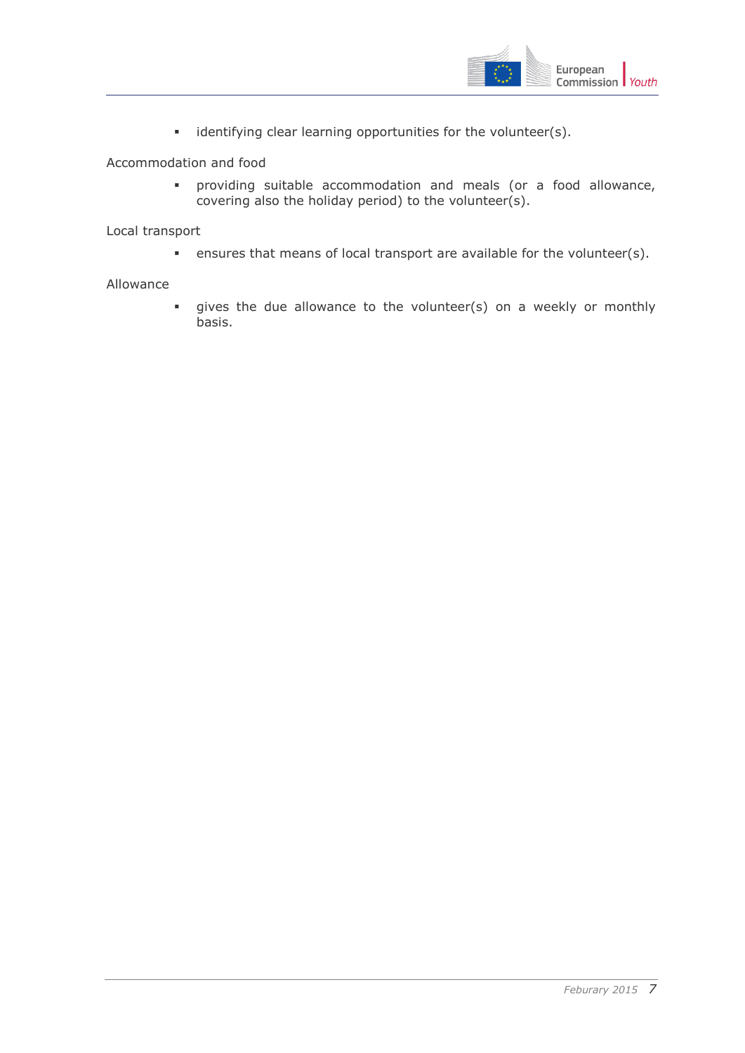- identifying clear learning opportunities for the volunteer(s).

Accommodation and food

- providing suitable accommodation and meals (or a food allowance, covering also the holiday period) to the volunteer(s).

Local transport

- ensures that means of local transport are available for the volunteer(s).

Allowance

- gives the due allowance to the volunteer(s) on a weekly or monthly basis.